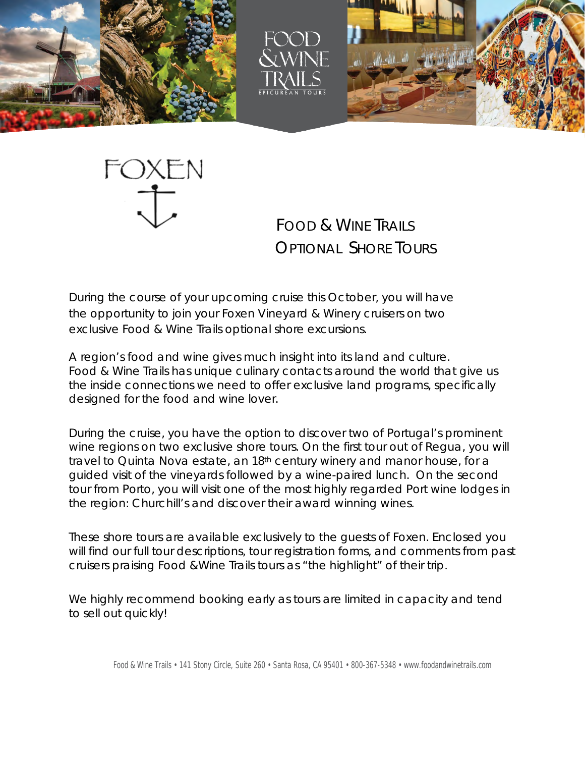FOOD & WINE TRAILS

EPICUREAN TOURS

FOXEN

# FOOD & WINE TRAILS
# OPTIONAL SHORE TOURS

During the course of your upcoming cruise this October, you will have the opportunity to join your Foxen Vineyard & Winery cruisers on two exclusive Food & Wine Trails optional shore excursions.

A region's food and wine gives much insight into its land and culture. Food & Wine Trails has unique culinary contacts around the world that give us the inside connections we need to offer exclusive land programs, specifically designed for the food and wine lover.

During the cruise, you have the option to discover two of Portugal's prominent wine regions on two exclusive shore tours. On the first tour out of Regua, you will travel to Quinta Nova estate, an 18th century winery and manor house, for a guided visit of the vineyards followed by a wine-paired lunch. On the second tour from Porto, you will visit one of the most highly regarded Port wine lodges in the region: Churchill's and discover their award winning wines.

These shore tours are available exclusively to the guests of Foxen. Enclosed you will find our full tour descriptions, tour registration forms, and comments from past cruisers praising Food &Wine Trails tours as "the highlight" of their trip.

We highly recommend booking early as tours are limited in capacity and tend to sell out quickly!

Food & Wine Trails • 141 Stony Circle, Suite 260 • Santa Rosa, CA 95401 • 800-367-5348 • www.foodandwinetrails.com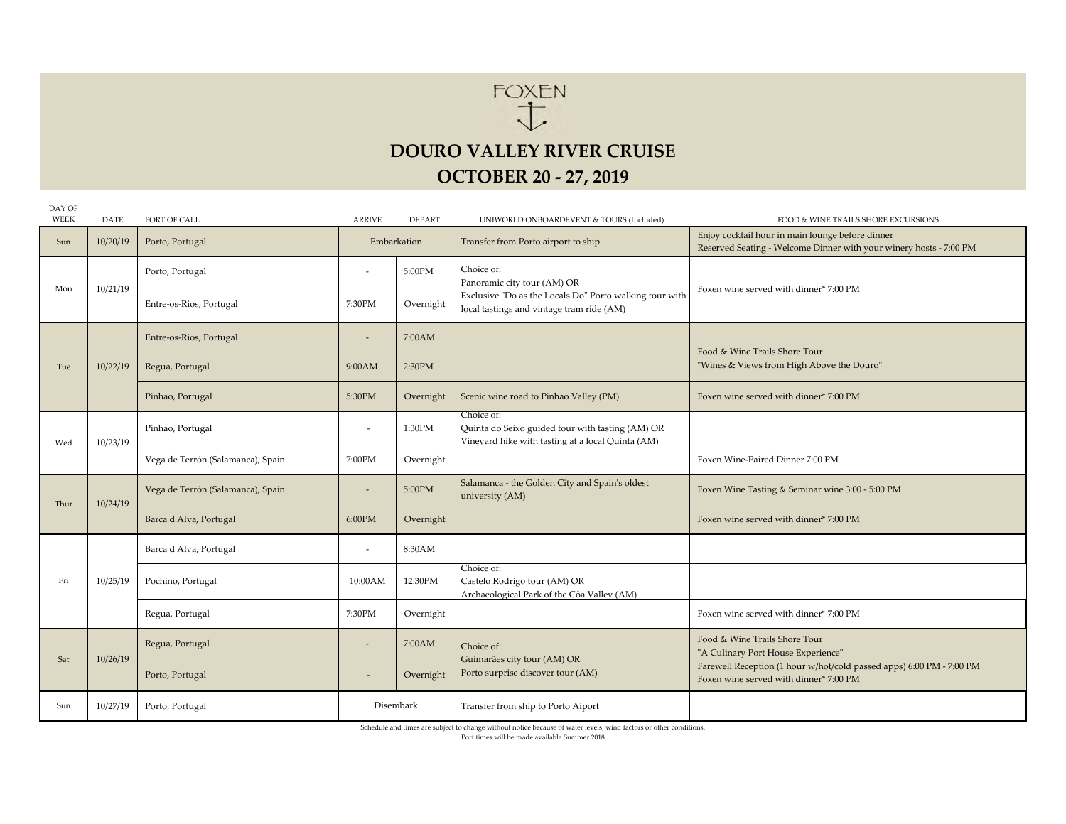FOXEN

# DOURO VALLEY RIVER CRUISE

## OCTOBER 20 - 27, 2019

| DAY OF WEEK | DATE | PORT OF CALL | ARRIVE | DEPART | UNIWORLD ONBOARDEVENT & TOURS (Included) | FOOD & WINE TRAILS SHORE EXCURSIONS |
|---|---|---|---|---|---|---|
| Sun | 10/20/19 | Porto, Portugal | Embarkation | | Transfer from Porto airport to ship | Enjoy cocktail hour in main lounge before dinner<br>Reserved Seating - Welcome Dinner with your winery hosts - 7:00 PM |
| Mon | 10/21/19 | Porto, Portugal | - | 5:00PM | Choice of:<br>Panoramic city tour (AM) OR<br>Exclusive "Do as the Locals Do" Porto walking tour with local tastings and vintage tram ride (AM) | Foxen wine served with dinner* 7:00 PM |
| | | Entre-os-Rios, Portugal | 7:30PM | Overnight | | |
| Tue | 10/22/19 | Entre-os-Rios, Portugal | - | 7:00AM | | Food & Wine Trails Shore Tour<br>"Wines & Views from High Above the Douro" |
| | | Regua, Portugal | 9:00AM | 2:30PM | | |
| | | Pinhao, Portugal | 5:30PM | Overnight | Scenic wine road to Pinhao Valley (PM) | Foxen wine served with dinner* 7:00 PM |
| Wed | 10/23/19 | Pinhao, Portugal | - | 1:30PM | Choice of:<br>Quinta do Seixo guided tour with tasting (AM) OR<br>Vineyard hike with tasting at a local Quinta (AM) | |
| | | Vega de Terrón (Salamanca), Spain | 7:00PM | Overnight | | Foxen Wine-Paired Dinner 7:00 PM |
| Thur | 10/24/19 | Vega de Terrón (Salamanca), Spain | - | 5:00PM | Salamanca - the Golden City and Spain's oldest university (AM) | Foxen Wine Tasting & Seminar wine 3:00 - 5:00 PM |
| | | Barca d'Alva, Portugal | 6:00PM | Overnight | | Foxen wine served with dinner* 7:00 PM |
| Fri | 10/25/19 | Barca d'Alva, Portugal | - | 8:30AM | | |
| | | Pochino, Portugal | 10:00AM | 12:30PM | Choice of:<br>Castelo Rodrigo tour (AM) OR<br>Archaeological Park of the Côa Valley (AM) | |
| | | Regua, Portugal | 7:30PM | Overnight | | Foxen wine served with dinner* 7:00 PM |
| Sat | 10/26/19 | Regua, Portugal | - | 7:00AM | Choice of:<br>Guimarães city tour (AM) OR<br>Porto surprise discover tour (AM) | Food & Wine Trails Shore Tour<br>"A Culinary Port House Experience"<br>Farewell Reception (1 hour w/hot/cold passed apps) 6:00 PM - 7:00 PM<br>Foxen wine served with dinner* 7:00 PM |
| | | Porto, Portugal | - | Overnight | | |
| Sun | 10/27/19 | Porto, Portugal | Disembark | | Transfer from ship to Porto Aiport | |

Schedule and times are subject to change without notice because of water levels, wind factors or other conditions.
Port times will be made available Summer 2018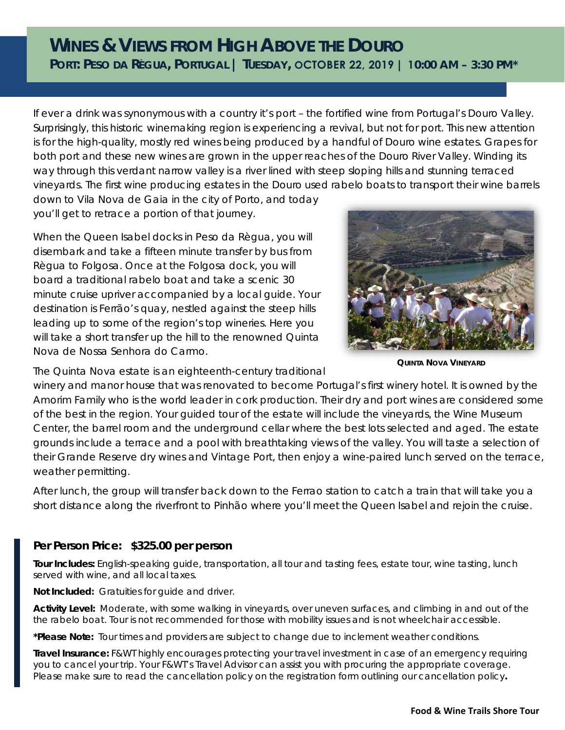# WINES & VIEWS FROM HIGH ABOVE THE DOURO

**PORT: PESO DA RÈGUA, PORTUGAL | TUESDAY, OCTOBER 22, 2019 | 10:00 AM – 3:30 PM***

If ever a drink was synonymous with a country it's port – the fortified wine from Portugal's Douro Valley. Surprisingly, this historic winemaking region is experiencing a revival, but not for port. This new attention is for the high-quality, mostly red wines being produced by a handful of Douro wine estates. Grapes for both port and these new wines are grown in the upper reaches of the Douro River Valley. Winding its way through this verdant narrow valley is a river lined with steep sloping hills and stunning terraced vineyards. The first wine producing estates in the Douro used rabelo boats to transport their wine barrels down to Vila Nova de Gaia in the city of Porto, and today you'll get to retrace a portion of that journey.

When the Queen Isabel docks in Peso da Règua, you will disembark and take a fifteen minute transfer by bus from Règua to Folgosa. Once at the Folgosa dock, you will board a traditional rabelo boat and take a scenic 30 minute cruise upriver accompanied by a local guide. Your destination is Ferrão's quay, nestled against the steep hills leading up to some of the region's top wineries. Here you will take a short transfer up the hill to the renowned Quinta Nova de Nossa Senhora do Carmo.

QUINTA NOVA VINEYARD

The Quinta Nova estate is an eighteenth-century traditional winery and manor house that was renovated to become Portugal's first winery hotel. It is owned by the Amorim Family who is the world leader in cork production. Their dry and port wines are considered some of the best in the region. Your guided tour of the estate will include the vineyards, the Wine Museum Center, the barrel room and the underground cellar where the best lots selected and aged. The estate grounds include a terrace and a pool with breathtaking views of the valley. You will taste a selection of their Grande Reserve dry wines and Vintage Port, then enjoy a wine-paired lunch served on the terrace, weather permitting.

After lunch, the group will transfer back down to the Ferrao station to catch a train that will take you a short distance along the riverfront to Pinhão where you'll meet the Queen Isabel and rejoin the cruise.

### Per Person Price: $325.00 per person

**Tour Includes:** English-speaking guide, transportation, all tour and tasting fees, estate tour, wine tasting, lunch served with wine, and all local taxes.

**Not Included:** Gratuities for guide and driver.

**Activity Level:** Moderate, with some walking in vineyards, over uneven surfaces, and climbing in and out of the the rabelo boat. Tour is not recommended for those with mobility issues and is not wheelchair accessible.

***Please Note:** Tour times and providers are subject to change due to inclement weather conditions.

**Travel Insurance:** F&WT highly encourages protecting your travel investment in case of an emergency requiring you to cancel your trip. Your F&WT's Travel Advisor can assist you with procuring the appropriate coverage. Please make sure to read the cancellation policy on the registration form outlining our cancellation policy**.**

**Food & Wine Trails Shore Tour**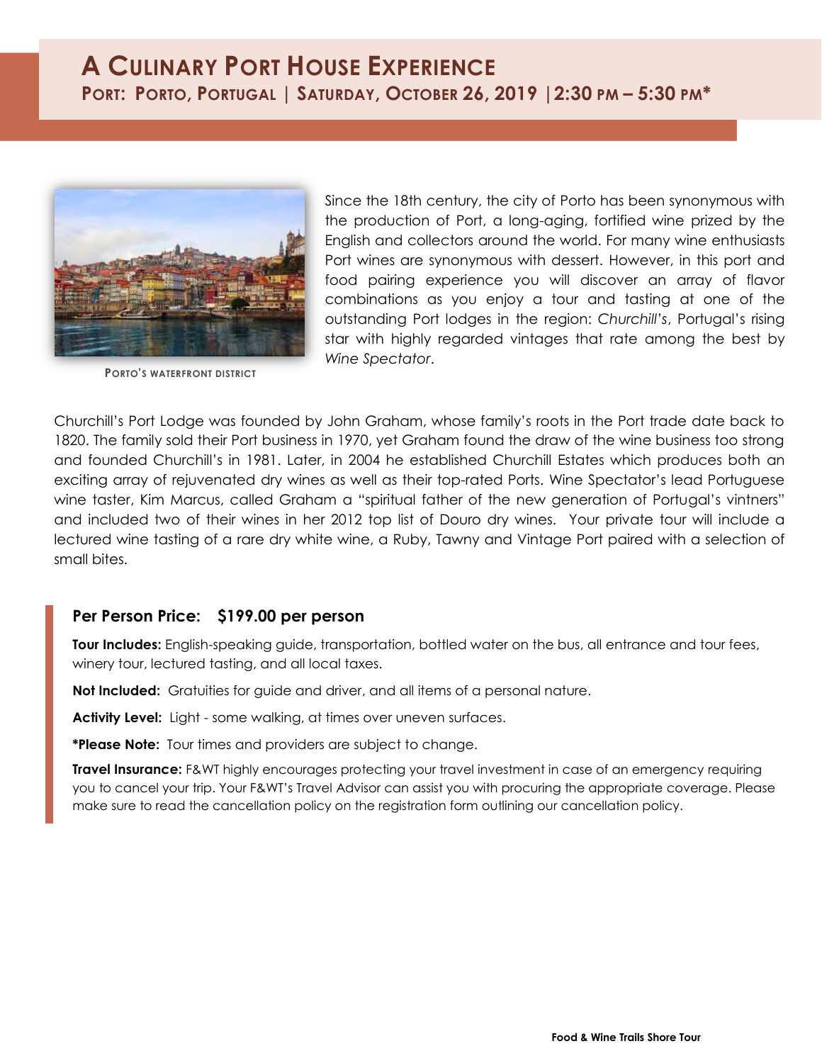# A Culinary Port House Experience

## Port: Porto, Portugal | Saturday, October 26, 2019 | 2:30 pm – 5:30 pm*

Porto's waterfront district

Since the 18th century, the city of Porto has been synonymous with the production of Port, a long-aging, fortified wine prized by the English and collectors around the world. For many wine enthusiasts Port wines are synonymous with dessert. However, in this port and food pairing experience you will discover an array of flavor combinations as you enjoy a tour and tasting at one of the outstanding Port lodges in the region: *Churchill's*, Portugal's rising star with highly regarded vintages that rate among the best by *Wine Spectator*.

Churchill's Port Lodge was founded by John Graham, whose family's roots in the Port trade date back to 1820. The family sold their Port business in 1970, yet Graham found the draw of the wine business too strong and founded Churchill's in 1981. Later, in 2004 he established Churchill Estates which produces both an exciting array of rejuvenated dry wines as well as their top-rated Ports. Wine Spectator's lead Portuguese wine taster, Kim Marcus, called Graham a "spiritual father of the new generation of Portugal's vintners" and included two of their wines in her 2012 top list of Douro dry wines. Your private tour will include a lectured wine tasting of a rare dry white wine, a Ruby, Tawny and Vintage Port paired with a selection of small bites.

### Per Person Price: $199.00 per person

**Tour Includes:** English-speaking guide, transportation, bottled water on the bus, all entrance and tour fees, winery tour, lectured tasting, and all local taxes.

**Not Included:** Gratuities for guide and driver, and all items of a personal nature.

**Activity Level:** Light - some walking, at times over uneven surfaces.

***Please Note:** Tour times and providers are subject to change.

**Travel Insurance:** F&WT highly encourages protecting your travel investment in case of an emergency requiring you to cancel your trip. Your F&WT's Travel Advisor can assist you with procuring the appropriate coverage. Please make sure to read the cancellation policy on the registration form outlining our cancellation policy.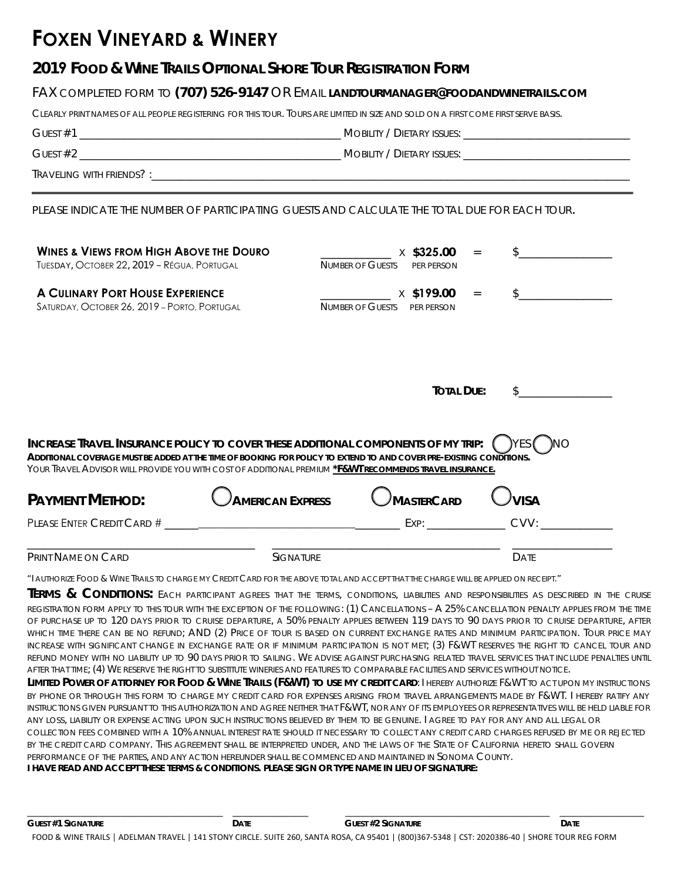# Foxen Vineyard & Winery

## 2019 Food & Wine Trails Optional Shore Tour Registration Form

FAX COMPLETED FORM TO **(707) 526-9147** OR EMAIL **LANDTOURMANAGER@FOODANDWINETRAILS.COM**

CLEARLY PRINT NAMES OF ALL PEOPLE REGISTERING FOR THIS TOUR. TOURS ARE LIMITED IN SIZE AND SOLD ON A FIRST COME FIRST SERVE BASIS.

GUEST #1 ____________________________ MOBILITY / DIETARY ISSUES: ____________________

GUEST #2 ____________________________ MOBILITY / DIETARY ISSUES: ____________________

TRAVELING WITH FRIENDS? :____________________________________________________

---

PLEASE INDICATE THE NUMBER OF PARTICIPATING GUESTS AND CALCULATE THE TOTAL DUE FOR EACH TOUR.

| Tour | Number of Guests | | Per Person | | Total |
|---|---|---|---|---|---|
| **WINES & VIEWS FROM HIGH ABOVE THE DOURO**<br>TUESDAY, OCTOBER 22, 2019 – RÉGUA, PORTUGAL | ________ | X | **$325.00** | = | $__________ |
| **A CULINARY PORT HOUSE EXPERIENCE**<br>SATURDAY, OCTOBER 26, 2019 – PORTO, PORTUGAL | ________ | X | **$199.00** | = | $__________ |

**TOTAL DUE:** $__________

**INCREASE TRAVEL INSURANCE POLICY TO COVER THESE ADDITIONAL COMPONENTS OF MY TRIP:** ◯ YES ◯ NO

**ADDITIONAL COVERAGE MUST BE ADDED AT THE TIME OF BOOKING FOR POLICY TO EXTEND TO AND COVER PRE-EXISTING CONDITIONS.**

YOUR TRAVEL ADVISOR WILL PROVIDE YOU WITH COST OF ADDITIONAL PREMIUM **\*F&WT RECOMMENDS TRAVEL INSURANCE.**

**PAYMENT METHOD:** ◯ **AMERICAN EXPRESS** ◯ **MASTERCARD** ◯ **VISA**

PLEASE ENTER CREDIT CARD # ____________________ EXP: __________ CVV: __________

____________________ ____________________ __________

PRINT NAME ON CARD SIGNATURE DATE

"I AUTHORIZE FOOD & WINE TRAILS TO CHARGE MY CREDIT CARD FOR THE ABOVE TOTAL AND ACCEPT THAT THE CHARGE WILL BE APPLIED ON RECEIPT."

**TERMS & CONDITIONS:** EACH PARTICIPANT AGREES THAT THE TERMS, CONDITIONS, LIABILITIES AND RESPONSIBILITIES AS DESCRIBED IN THE CRUISE REGISTRATION FORM APPLY TO THIS TOUR WITH THE EXCEPTION OF THE FOLLOWING: (1) CANCELLATIONS – A 25% CANCELLATION PENALTY APPLIES FROM THE TIME OF PURCHASE UP TO 120 DAYS PRIOR TO CRUISE DEPARTURE, A 50% PENALTY APPLIES BETWEEN 119 DAYS TO 90 DAYS PRIOR TO CRUISE DEPARTURE, AFTER WHICH TIME THERE CAN BE NO REFUND; AND (2) PRICE OF TOUR IS BASED ON CURRENT EXCHANGE RATES AND MINIMUM PARTICIPATION. TOUR PRICE MAY INCREASE WITH SIGNIFICANT CHANGE IN EXCHANGE RATE OR IF MINIMUM PARTICIPATION IS NOT MET; (3) F&WT RESERVES THE RIGHT TO CANCEL TOUR AND REFUND MONEY WITH NO LIABILITY UP TO 90 DAYS PRIOR TO SAILING. WE ADVISE AGAINST PURCHASING RELATED TRAVEL SERVICES THAT INCLUDE PENALTIES UNTIL AFTER THAT TIME; (4) WE RESERVE THE RIGHT TO SUBSTITUTE WINERIES AND FEATURES TO COMPARABLE FACILITIES AND SERVICES WITHOUT NOTICE.

**LIMITED POWER OF ATTORNEY FOR FOOD & WINE TRAILS (F&WT) TO USE MY CREDIT CARD**: I HEREBY AUTHORIZE F&WT TO ACT UPON MY INSTRUCTIONS BY PHONE OR THROUGH THIS FORM TO CHARGE MY CREDIT CARD FOR EXPENSES ARISING FROM TRAVEL ARRANGEMENTS MADE BY F&WT. I HEREBY RATIFY ANY INSTRUCTIONS GIVEN PURSUANT TO THIS AUTHORIZATION AND AGREE NEITHER THAT F&WT, NOR ANY OF ITS EMPLOYEES OR REPRESENTATIVES WILL BE HELD LIABLE FOR ANY LOSS, LIABILITY OR EXPENSE ACTING UPON SUCH INSTRUCTIONS BELIEVED BY THEM TO BE GENUINE. I AGREE TO PAY FOR ANY AND ALL LEGAL OR COLLECTION FEES COMBINED WITH A 10% ANNUAL INTEREST RATE SHOULD IT NECESSARY TO COLLECT ANY CREDIT CARD CHARGES REFUSED BY ME OR REJECTED BY THE CREDIT CARD COMPANY. THIS AGREEMENT SHALL BE INTERPRETED UNDER, AND THE LAWS OF THE STATE OF CALIFORNIA HERETO SHALL GOVERN PERFORMANCE OF THE PARTIES, AND ANY ACTION HEREUNDER SHALL BE COMMENCED AND MAINTAINED IN SONOMA COUNTY.

**I HAVE READ AND ACCEPT THESE TERMS & CONDITIONS. PLEASE SIGN OR TYPE NAME IN LIEU OF SIGNATURE:**

____________________ __________ ____________________ __________

**GUEST #1 SIGNATURE** **DATE** **GUEST #2 SIGNATURE** **DATE**

FOOD & WINE TRAILS | ADELMAN TRAVEL | 141 STONY CIRCLE. SUITE 260, SANTA ROSA, CA 95401 | (800)367-5348 | CST: 2020386-40 | SHORE TOUR REG FORM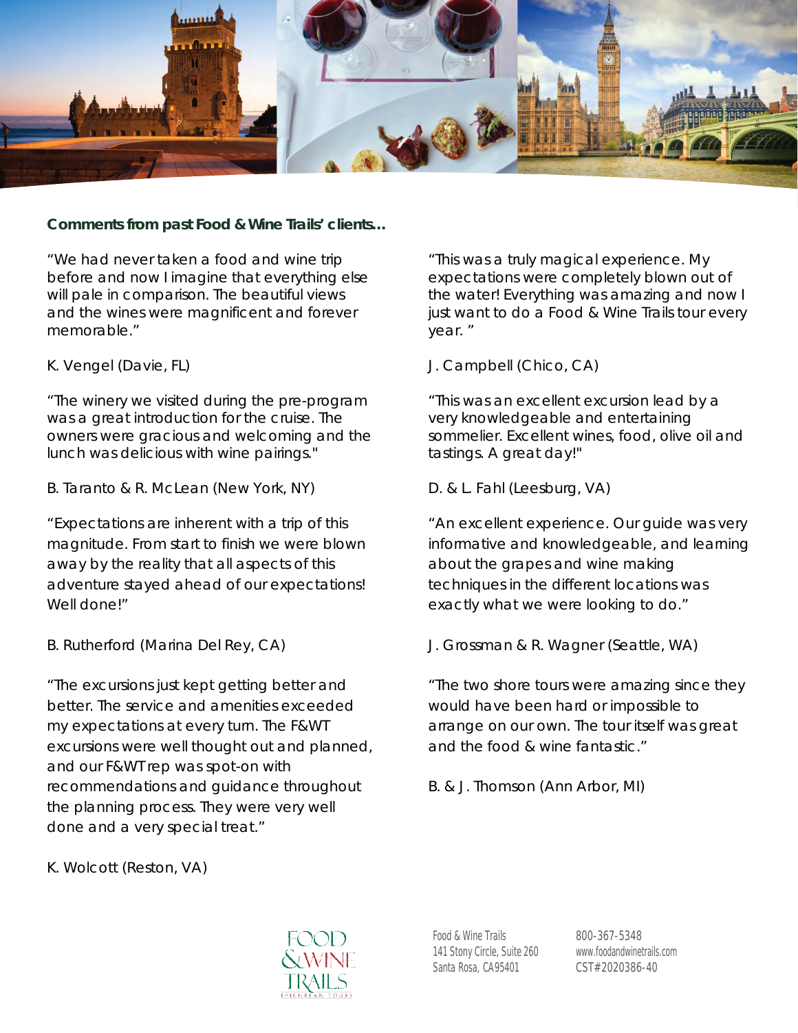**Comments from past Food & Wine Trails' clients…**

"We had never taken a food and wine trip before and now I imagine that everything else will pale in comparison. The beautiful views and the wines were magnificent and forever memorable."

K. Vengel (Davie, FL)

"The winery we visited during the pre-program was a great introduction for the cruise. The owners were gracious and welcoming and the lunch was delicious with wine pairings."

B. Taranto & R. McLean (New York, NY)

"Expectations are inherent with a trip of this magnitude. From start to finish we were blown away by the reality that all aspects of this adventure stayed ahead of our expectations! Well done!"

B. Rutherford (Marina Del Rey, CA)

"The excursions just kept getting better and better. The service and amenities exceeded my expectations at every turn. The F&WT excursions were well thought out and planned, and our F&WT rep was spot-on with recommendations and guidance throughout the planning process. They were very well done and a very special treat."

K. Wolcott (Reston, VA)

"This was a truly magical experience. My expectations were completely blown out of the water! Everything was amazing and now I just want to do a Food & Wine Trails tour every year. "

J. Campbell (Chico, CA)

"This was an excellent excursion lead by a very knowledgeable and entertaining sommelier. Excellent wines, food, olive oil and tastings. A great day!"

D. & L. Fahl (Leesburg, VA)

"An excellent experience. Our guide was very informative and knowledgeable, and learning about the grapes and wine making techniques in the different locations was exactly what we were looking to do."

J. Grossman & R. Wagner (Seattle, WA)

"The two shore tours were amazing since they would have been hard or impossible to arrange on our own. The tour itself was great and the food & wine fantastic."

B. & J. Thomson (Ann Arbor, MI)

FOOD & WINE TRAILS
EPICUREAN TOURS

Food & Wine Trails
141 Stony Circle, Suite 260
Santa Rosa, CA 95401

800-367-5348
www.foodandwinetrails.com
CST#2020386-40